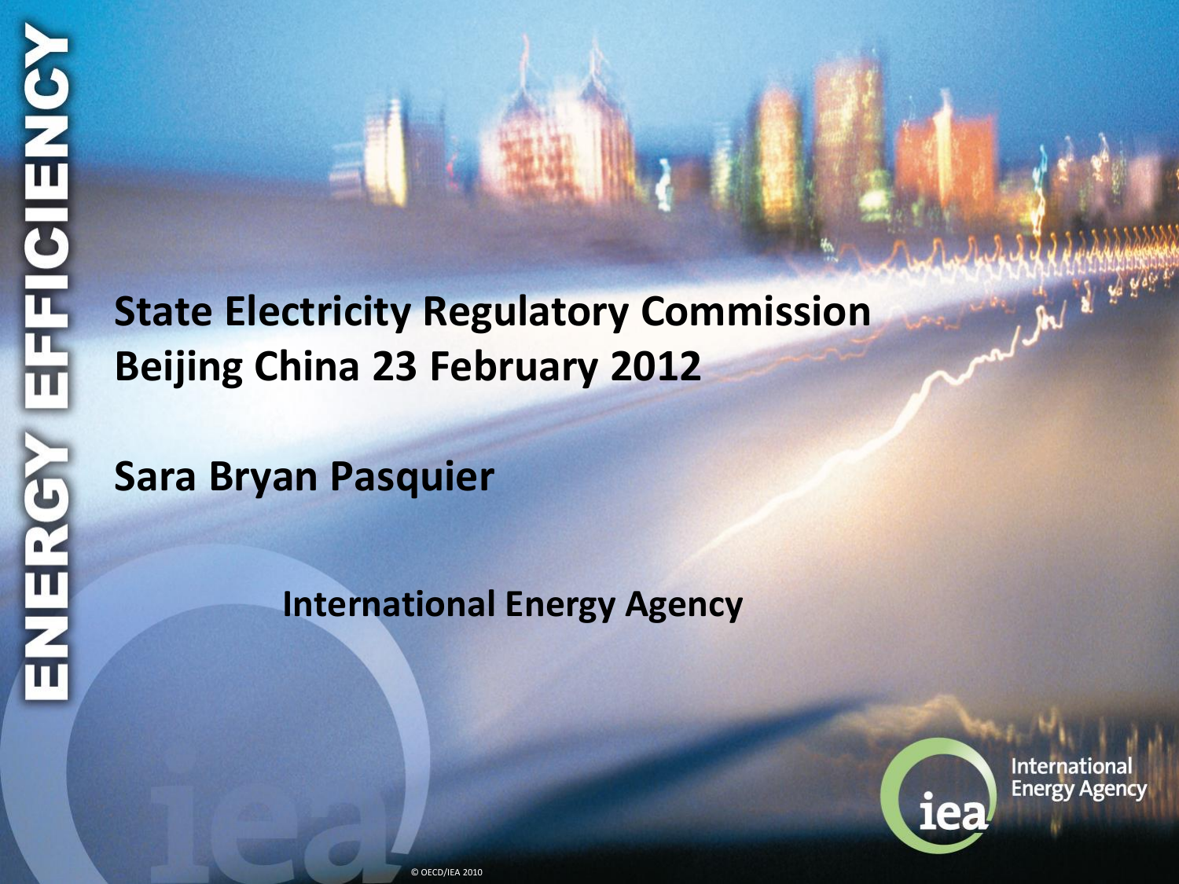ENERGY EFFICIENCY

**State Electricity Regulatory Commission**
**Beijing China 23 February 2012**

**Sara Bryan Pasquier**

**International Energy Agency**

International Energy Agency

© OECD/IEA 2010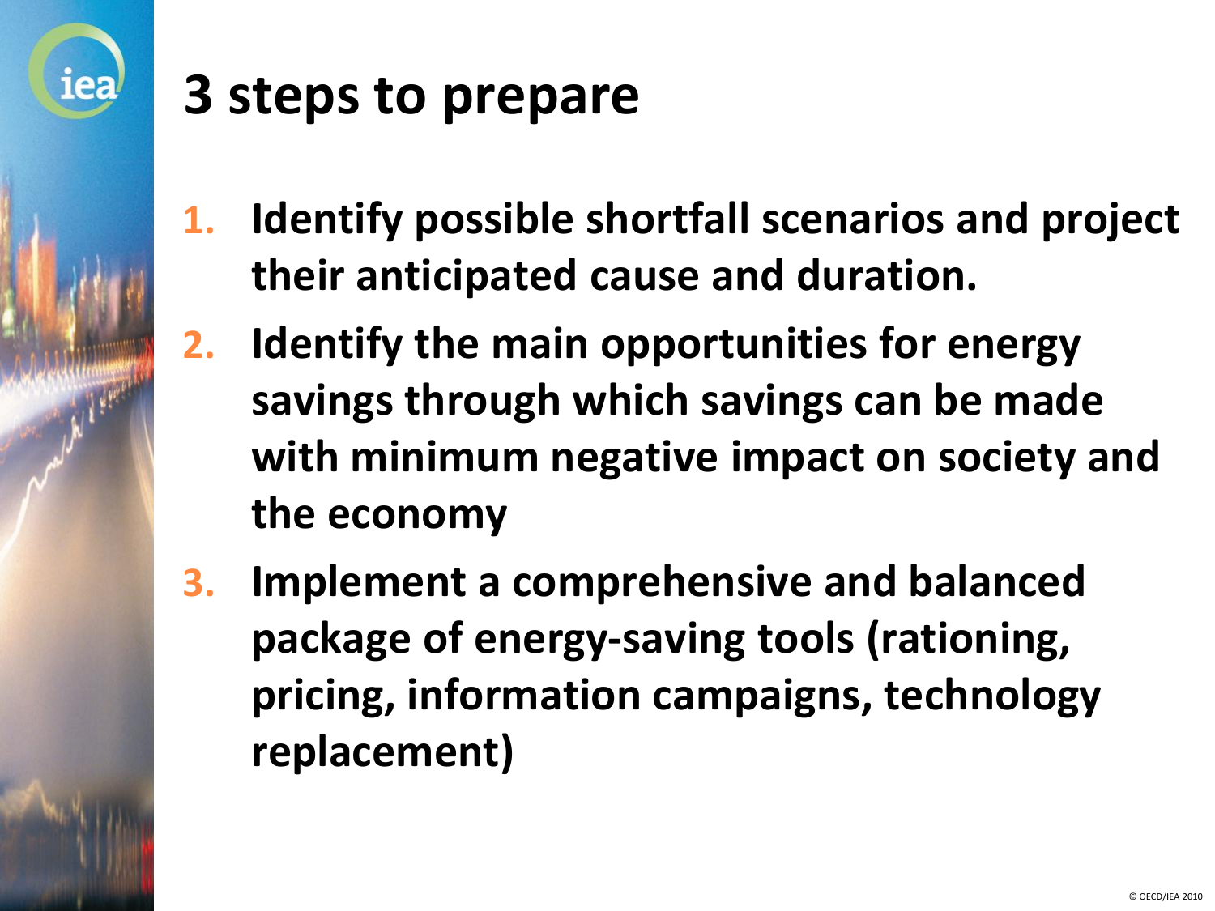# 3 steps to prepare

1. **Identify possible shortfall scenarios and project their anticipated cause and duration.**
2. **Identify the main opportunities for energy savings through which savings can be made with minimum negative impact on society and the economy**
3. **Implement a comprehensive and balanced package of energy-saving tools (rationing, pricing, information campaigns, technology replacement)**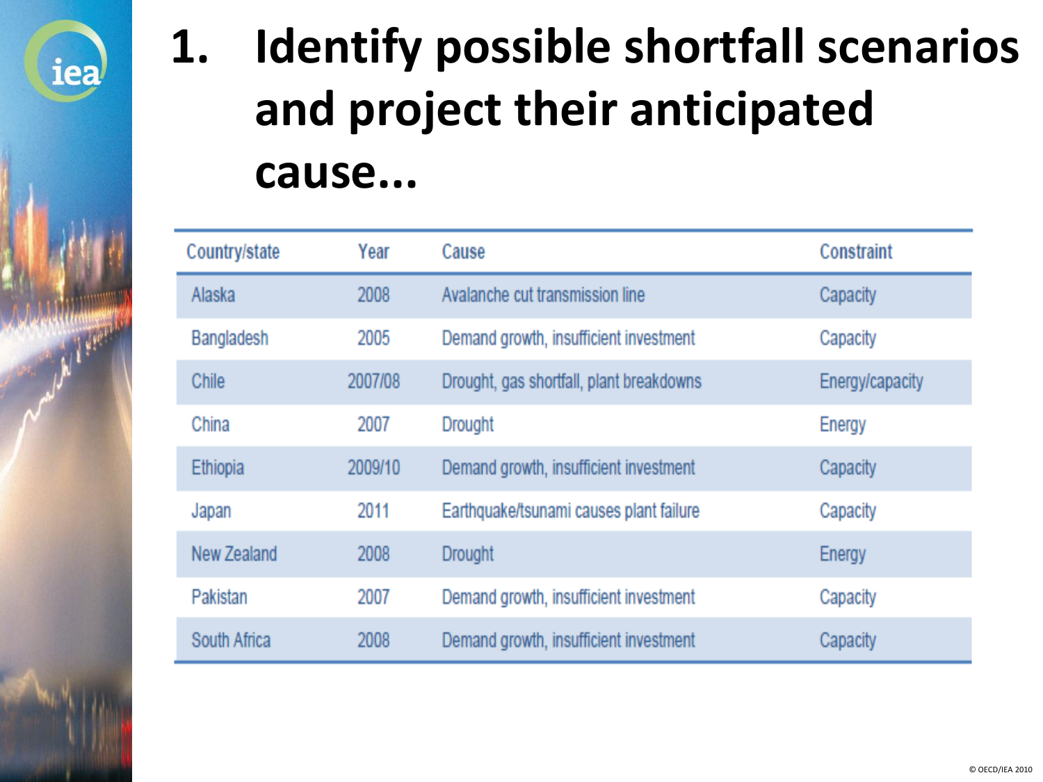# 1. Identify possible shortfall scenarios and project their anticipated cause...

| Country/state | Year | Cause | Constraint |
|---|---|---|---|
| Alaska | 2008 | Avalanche cut transmission line | Capacity |
| Bangladesh | 2005 | Demand growth, insufficient investment | Capacity |
| Chile | 2007/08 | Drought, gas shortfall, plant breakdowns | Energy/capacity |
| China | 2007 | Drought | Energy |
| Ethiopia | 2009/10 | Demand growth, insufficient investment | Capacity |
| Japan | 2011 | Earthquake/tsunami causes plant failure | Capacity |
| New Zealand | 2008 | Drought | Energy |
| Pakistan | 2007 | Demand growth, insufficient investment | Capacity |
| South Africa | 2008 | Demand growth, insufficient investment | Capacity |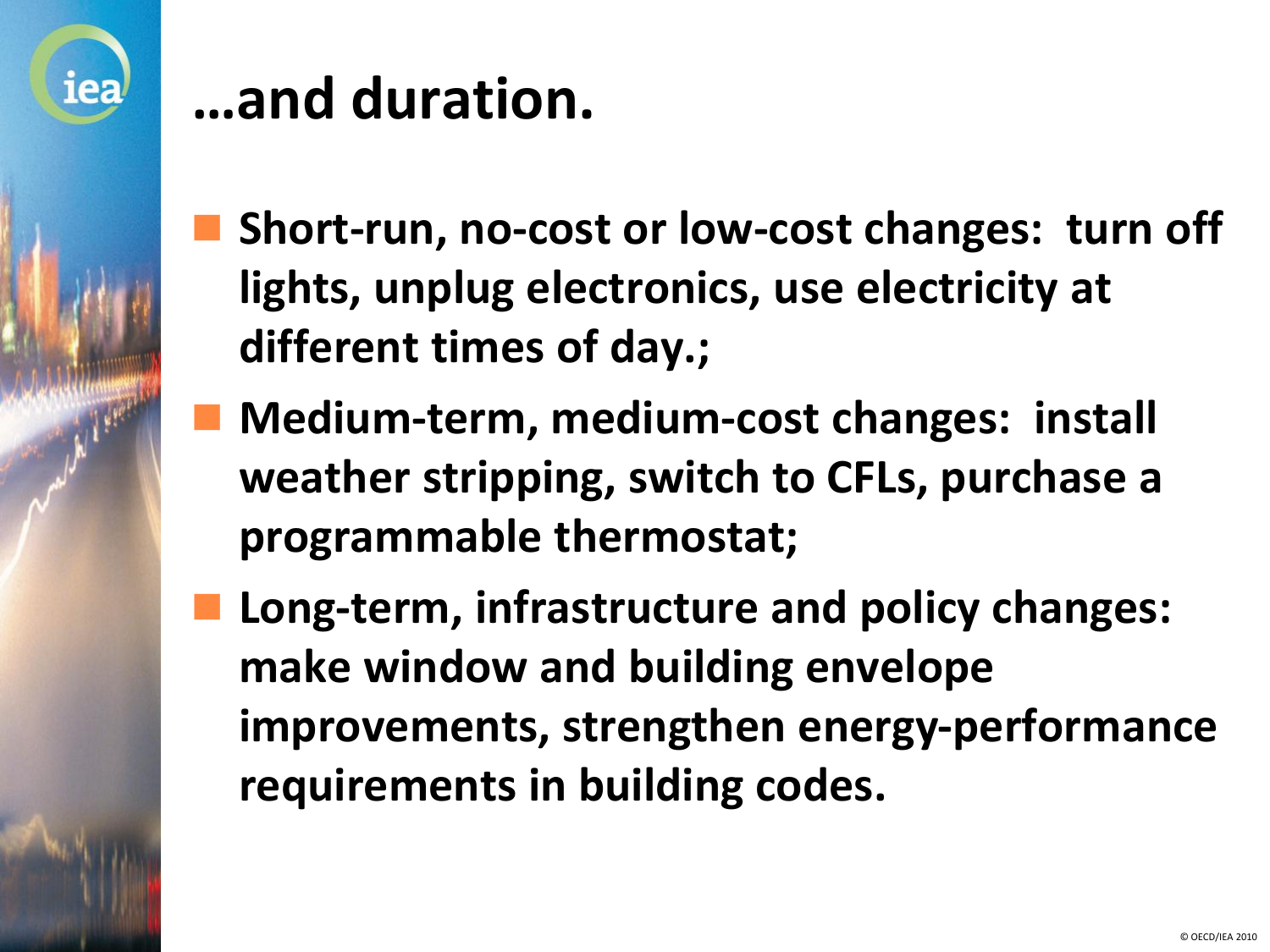# …and duration.

- **Short-run, no-cost or low-cost changes: turn off lights, unplug electronics, use electricity at different times of day.;**
- **Medium-term, medium-cost changes: install weather stripping, switch to CFLs, purchase a programmable thermostat;**
- **Long-term, infrastructure and policy changes: make window and building envelope improvements, strengthen energy-performance requirements in building codes.**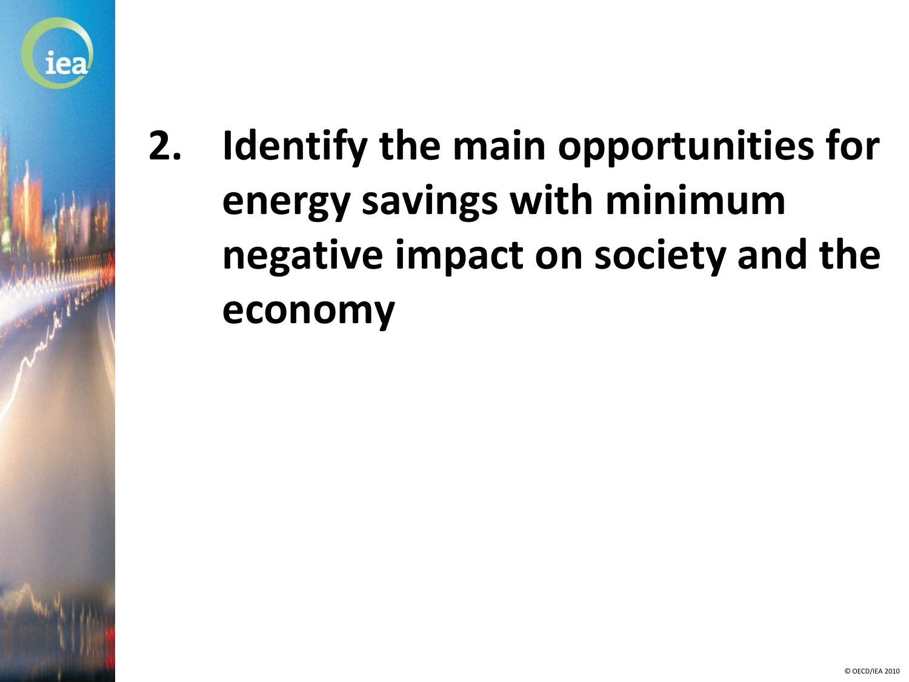## 2. Identify the main opportunities for energy savings with minimum negative impact on society and the economy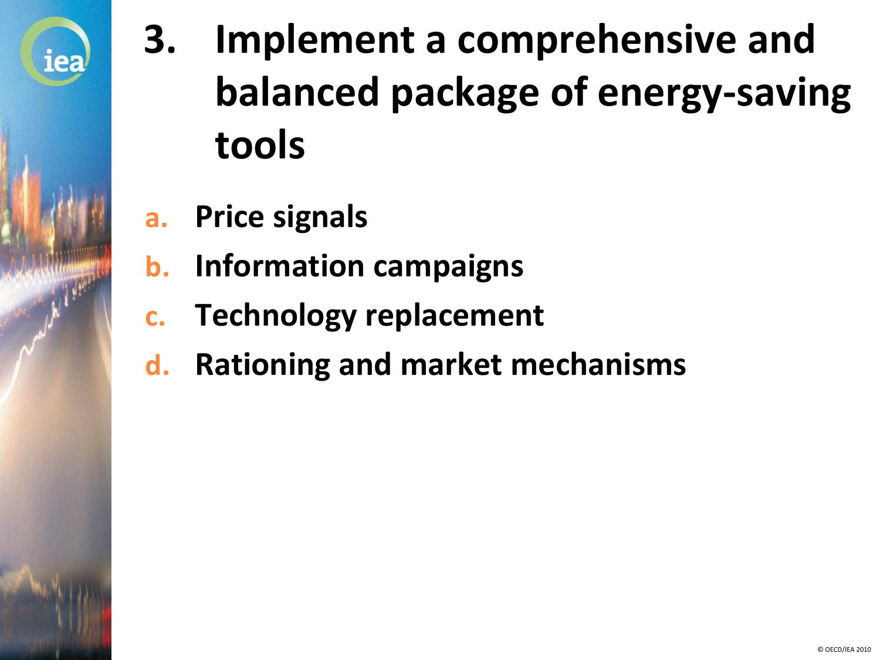# 3. Implement a comprehensive and balanced package of energy-saving tools

a. **Price signals**
b. **Information campaigns**
c. **Technology replacement**
d. **Rationing and market mechanisms**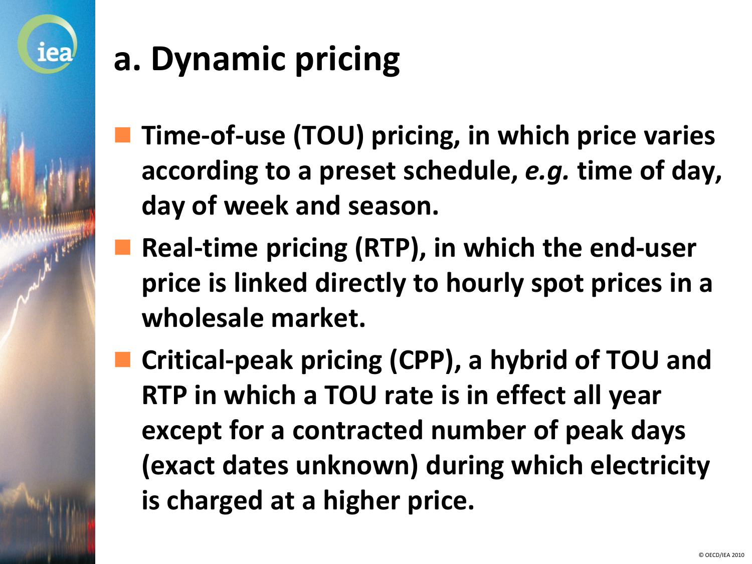# a. Dynamic pricing

- **Time-of-use (TOU) pricing, in which price varies according to a preset schedule, *e.g.* time of day, day of week and season.**
- **Real-time pricing (RTP), in which the end-user price is linked directly to hourly spot prices in a wholesale market.**
- **Critical-peak pricing (CPP), a hybrid of TOU and RTP in which a TOU rate is in effect all year except for a contracted number of peak days (exact dates unknown) during which electricity is charged at a higher price.**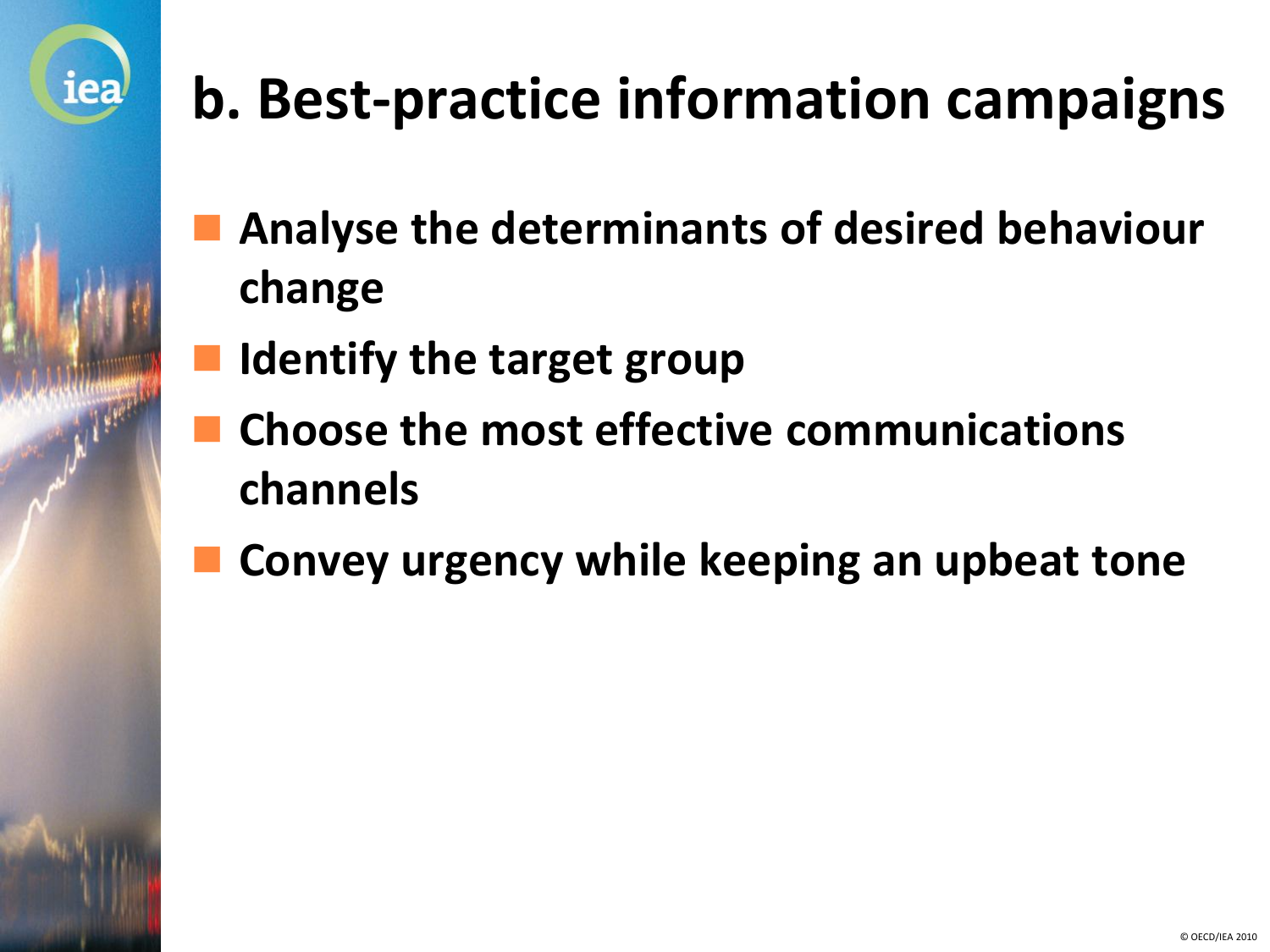# b. Best-practice information campaigns

- **Analyse the determinants of desired behaviour change**
- **Identify the target group**
- **Choose the most effective communications channels**
- **Convey urgency while keeping an upbeat tone**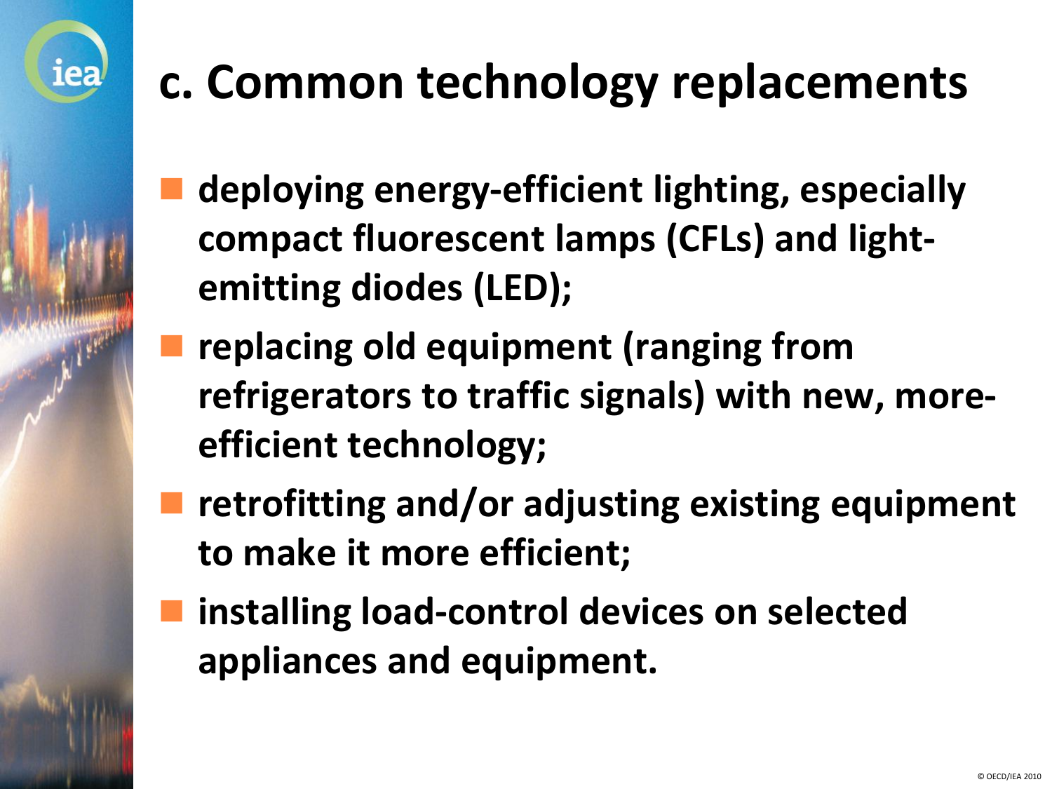# c. Common technology replacements

- **deploying energy-efficient lighting, especially compact fluorescent lamps (CFLs) and light-emitting diodes (LED);**
- **replacing old equipment (ranging from refrigerators to traffic signals) with new, more-efficient technology;**
- **retrofitting and/or adjusting existing equipment to make it more efficient;**
- **installing load-control devices on selected appliances and equipment.**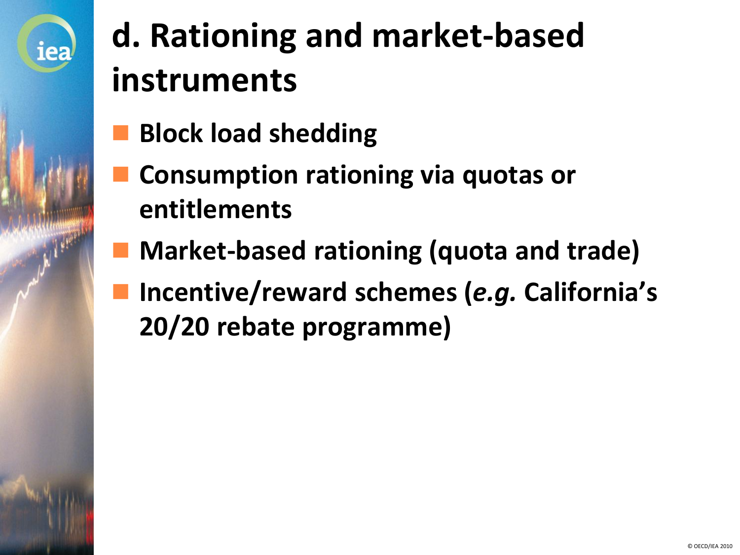# d. Rationing and market-based instruments

- **Block load shedding**
- **Consumption rationing via quotas or entitlements**
- **Market-based rationing (quota and trade)**
- **Incentive/reward schemes (*e.g.* California's 20/20 rebate programme)**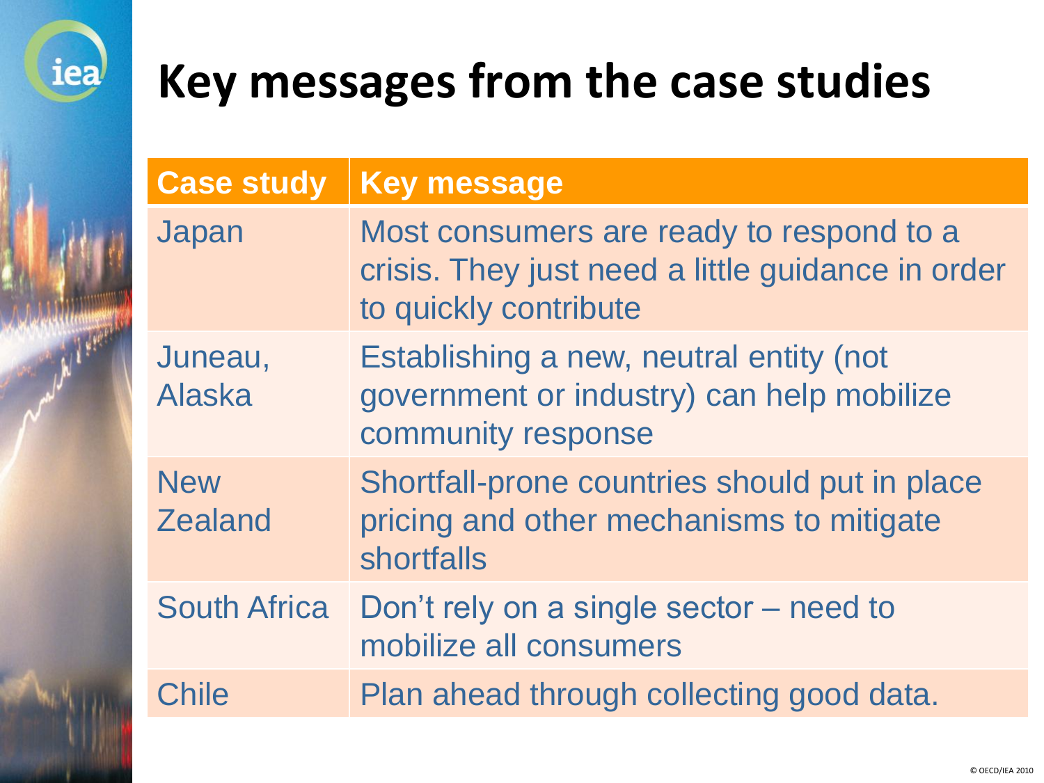# Key messages from the case studies

| Case study | Key message |
| --- | --- |
| Japan | Most consumers are ready to respond to a crisis. They just need a little guidance in order to quickly contribute |
| Juneau, Alaska | Establishing a new, neutral entity (not government or industry) can help mobilize community response |
| New Zealand | Shortfall-prone countries should put in place pricing and other mechanisms to mitigate shortfalls |
| South Africa | Don't rely on a single sector – need to mobilize all consumers |
| Chile | Plan ahead through collecting good data. |

© OECD/IEA 2010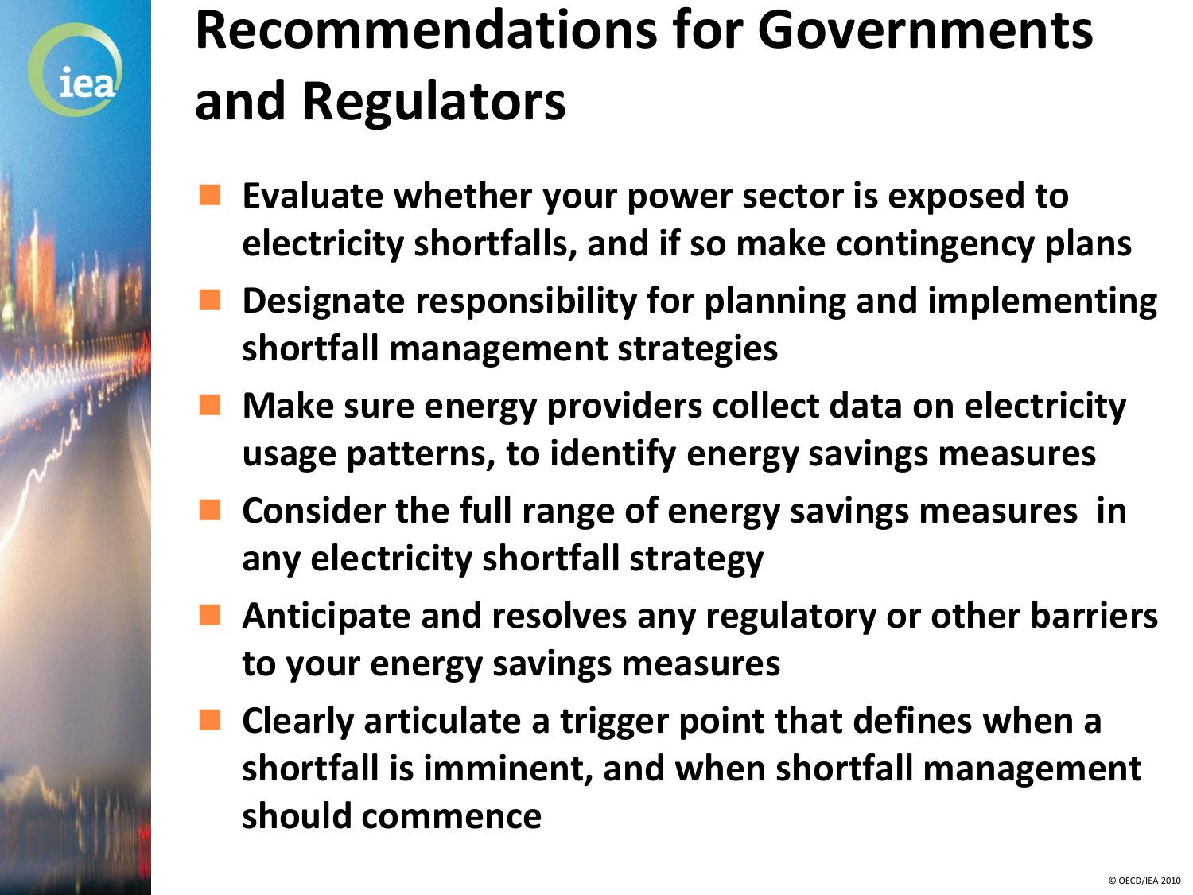# Recommendations for Governments and Regulators

- **Evaluate whether your power sector is exposed to electricity shortfalls, and if so make contingency plans**
- **Designate responsibility for planning and implementing shortfall management strategies**
- **Make sure energy providers collect data on electricity usage patterns, to identify energy savings measures**
- **Consider the full range of energy savings measures in any electricity shortfall strategy**
- **Anticipate and resolves any regulatory or other barriers to your energy savings measures**
- **Clearly articulate a trigger point that defines when a shortfall is imminent, and when shortfall management should commence**